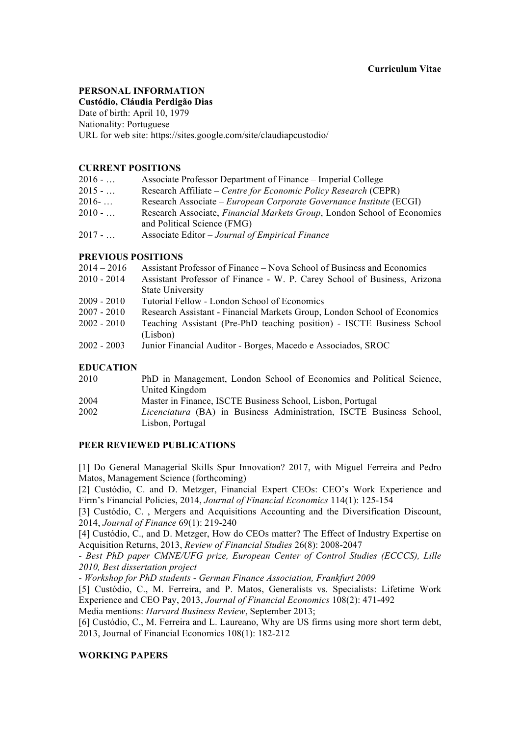**Curriculum Vitae**

## PERSONAL INFORMATION

**Custódio, Cláudia Perdigão Dias**
Date of birth: April 10, 1979
Nationality: Portuguese
URL for web site: https://sites.google.com/site/claudiapcustodio/

## CURRENT POSITIONS

| | |
|---|---|
| 2016 - … | Associate Professor Department of Finance – Imperial College |
| 2015 - … | Research Affiliate – *Centre for Economic Policy Research* (CEPR) |
| 2016- … | Research Associate – *European Corporate Governance Institute* (ECGI) |
| 2010 - … | Research Associate, *Financial Markets Group*, London School of Economics and Political Science (FMG) |
| 2017 - … | Associate Editor – *Journal of Empirical Finance* |

## PREVIOUS POSITIONS

| | |
|---|---|
| 2014 – 2016 | Assistant Professor of Finance – Nova School of Business and Economics |
| 2010 - 2014 | Assistant Professor of Finance - W. P. Carey School of Business, Arizona State University |
| 2009 - 2010 | Tutorial Fellow - London School of Economics |
| 2007 - 2010 | Research Assistant - Financial Markets Group, London School of Economics |
| 2002 - 2010 | Teaching Assistant (Pre-PhD teaching position) - ISCTE Business School (Lisbon) |
| 2002 - 2003 | Junior Financial Auditor - Borges, Macedo e Associados, SROC |

## EDUCATION

| | |
|---|---|
| 2010 | PhD in Management, London School of Economics and Political Science, United Kingdom |
| 2004 | Master in Finance, ISCTE Business School, Lisbon, Portugal |
| 2002 | *Licenciatura* (BA) in Business Administration, ISCTE Business School, Lisbon, Portugal |

## PEER REVIEWED PUBLICATIONS

[1] Do General Managerial Skills Spur Innovation? 2017, with Miguel Ferreira and Pedro Matos, Management Science (forthcoming)

[2] Custódio, C. and D. Metzger, Financial Expert CEOs: CEO's Work Experience and Firm's Financial Policies, 2014, *Journal of Financial Economics* 114(1): 125-154

[3] Custódio, C. , Mergers and Acquisitions Accounting and the Diversification Discount, 2014, *Journal of Finance* 69(1): 219-240

[4] Custódio, C., and D. Metzger, How do CEOs matter? The Effect of Industry Expertise on Acquisition Returns, 2013, *Review of Financial Studies* 26(8): 2008-2047

*- Best PhD paper CMNE/UFG prize, European Center of Control Studies (ECCCS), Lille 2010, Best dissertation project*

*- Workshop for PhD students - German Finance Association, Frankfurt 2009*

[5] Custódio, C., M. Ferreira, and P. Matos, Generalists vs. Specialists: Lifetime Work Experience and CEO Pay, 2013, *Journal of Financial Economics* 108(2): 471-492

Media mentions: *Harvard Business Review*, September 2013;

[6] Custódio, C., M. Ferreira and L. Laureano, Why are US firms using more short term debt, 2013, Journal of Financial Economics 108(1): 182-212

## WORKING PAPERS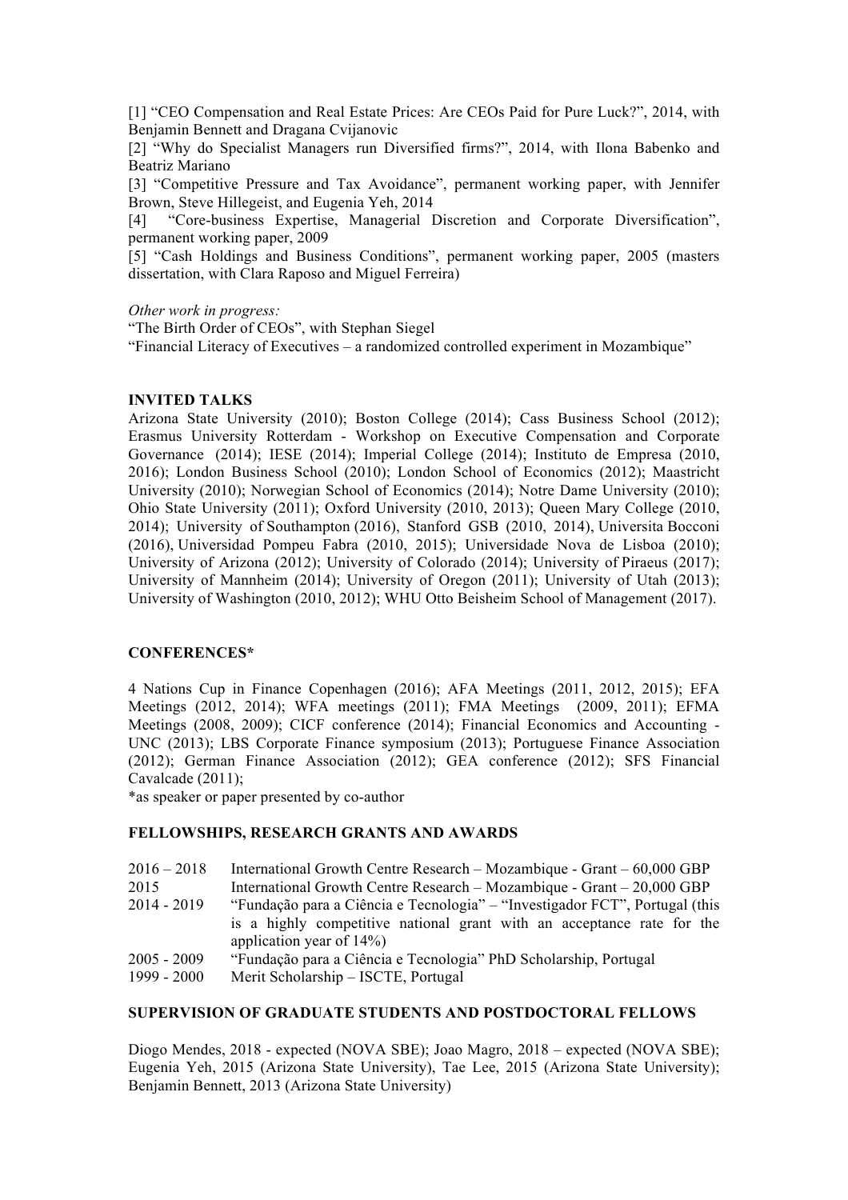[1] "CEO Compensation and Real Estate Prices: Are CEOs Paid for Pure Luck?", 2014, with Benjamin Bennett and Dragana Cvijanovic

[2] "Why do Specialist Managers run Diversified firms?", 2014, with Ilona Babenko and Beatriz Mariano

[3] "Competitive Pressure and Tax Avoidance", permanent working paper, with Jennifer Brown, Steve Hillegeist, and Eugenia Yeh, 2014

[4] "Core-business Expertise, Managerial Discretion and Corporate Diversification", permanent working paper, 2009

[5] "Cash Holdings and Business Conditions", permanent working paper, 2005 (masters dissertation, with Clara Raposo and Miguel Ferreira)

*Other work in progress:*

"The Birth Order of CEOs", with Stephan Siegel

"Financial Literacy of Executives – a randomized controlled experiment in Mozambique"

**INVITED TALKS**

Arizona State University (2010); Boston College (2014); Cass Business School (2012); Erasmus University Rotterdam - Workshop on Executive Compensation and Corporate Governance (2014); IESE (2014); Imperial College (2014); Instituto de Empresa (2010, 2016); London Business School (2010); London School of Economics (2012); Maastricht University (2010); Norwegian School of Economics (2014); Notre Dame University (2010); Ohio State University (2011); Oxford University (2010, 2013); Queen Mary College (2010, 2014); University of Southampton (2016), Stanford GSB (2010, 2014), Universita Bocconi (2016), Universidad Pompeu Fabra (2010, 2015); Universidade Nova de Lisboa (2010); University of Arizona (2012); University of Colorado (2014); University of Piraeus (2017); University of Mannheim (2014); University of Oregon (2011); University of Utah (2013); University of Washington (2010, 2012); WHU Otto Beisheim School of Management (2017).

**CONFERENCES***

4 Nations Cup in Finance Copenhagen (2016); AFA Meetings (2011, 2012, 2015); EFA Meetings (2012, 2014); WFA meetings (2011); FMA Meetings (2009, 2011); EFMA Meetings (2008, 2009); CICF conference (2014); Financial Economics and Accounting - UNC (2013); LBS Corporate Finance symposium (2013); Portuguese Finance Association (2012); German Finance Association (2012); GEA conference (2012); SFS Financial Cavalcade (2011);

*as speaker or paper presented by co-author

**FELLOWSHIPS, RESEARCH GRANTS AND AWARDS**

| | |
|---|---|
| 2016 – 2018 | International Growth Centre Research – Mozambique - Grant – 60,000 GBP |
| 2015 | International Growth Centre Research – Mozambique - Grant – 20,000 GBP |
| 2014 - 2019 | "Fundação para a Ciência e Tecnologia" – "Investigador FCT", Portugal (this is a highly competitive national grant with an acceptance rate for the application year of 14%) |
| 2005 - 2009 | "Fundação para a Ciência e Tecnologia" PhD Scholarship, Portugal |
| 1999 - 2000 | Merit Scholarship – ISCTE, Portugal |

**SUPERVISION OF GRADUATE STUDENTS AND POSTDOCTORAL FELLOWS**

Diogo Mendes, 2018 - expected (NOVA SBE); Joao Magro, 2018 – expected (NOVA SBE); Eugenia Yeh, 2015 (Arizona State University), Tae Lee, 2015 (Arizona State University); Benjamin Bennett, 2013 (Arizona State University)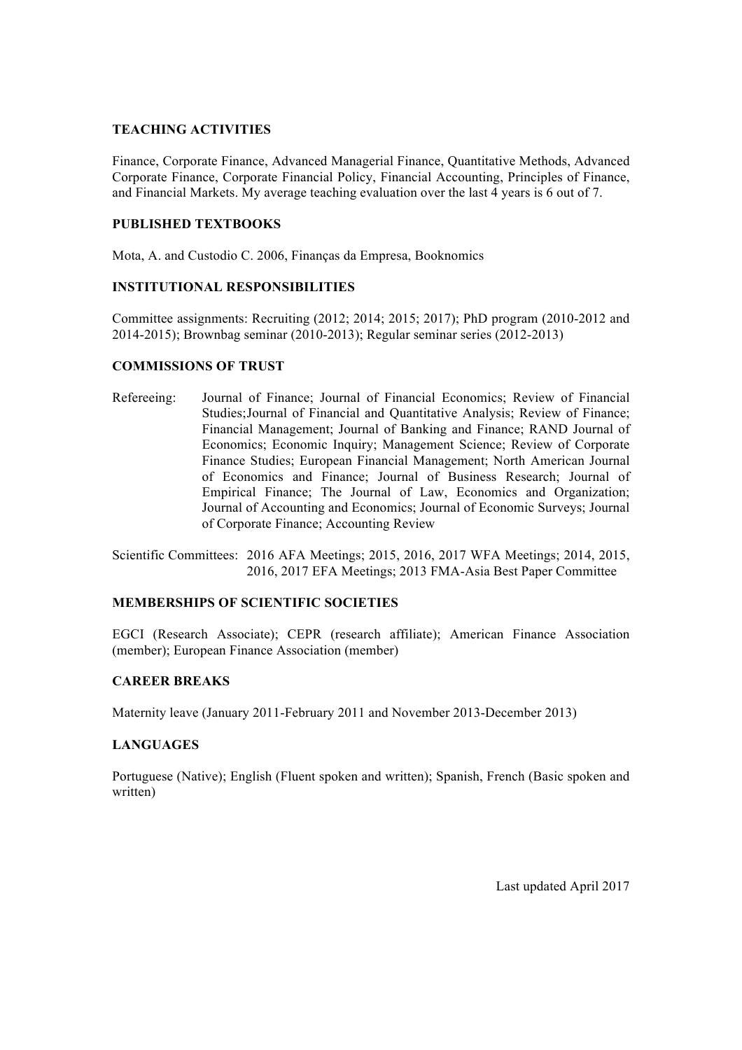## TEACHING ACTIVITIES

Finance, Corporate Finance, Advanced Managerial Finance, Quantitative Methods, Advanced Corporate Finance, Corporate Financial Policy, Financial Accounting, Principles of Finance, and Financial Markets. My average teaching evaluation over the last 4 years is 6 out of 7.

## PUBLISHED TEXTBOOKS

Mota, A. and Custodio C. 2006, Finanças da Empresa, Booknomics

## INSTITUTIONAL RESPONSIBILITIES

Committee assignments: Recruiting (2012; 2014; 2015; 2017); PhD program (2010-2012 and 2014-2015); Brownbag seminar (2010-2013); Regular seminar series (2012-2013)

## COMMISSIONS OF TRUST

Refereeing: Journal of Finance; Journal of Financial Economics; Review of Financial Studies;Journal of Financial and Quantitative Analysis; Review of Finance; Financial Management; Journal of Banking and Finance; RAND Journal of Economics; Economic Inquiry; Management Science; Review of Corporate Finance Studies; European Financial Management; North American Journal of Economics and Finance; Journal of Business Research; Journal of Empirical Finance; The Journal of Law, Economics and Organization; Journal of Accounting and Economics; Journal of Economic Surveys; Journal of Corporate Finance; Accounting Review

Scientific Committees: 2016 AFA Meetings; 2015, 2016, 2017 WFA Meetings; 2014, 2015, 2016, 2017 EFA Meetings; 2013 FMA-Asia Best Paper Committee

## MEMBERSHIPS OF SCIENTIFIC SOCIETIES

EGCI (Research Associate); CEPR (research affiliate); American Finance Association (member); European Finance Association (member)

## CAREER BREAKS

Maternity leave (January 2011-February 2011 and November 2013-December 2013)

## LANGUAGES

Portuguese (Native); English (Fluent spoken and written); Spanish, French (Basic spoken and written)

Last updated April 2017